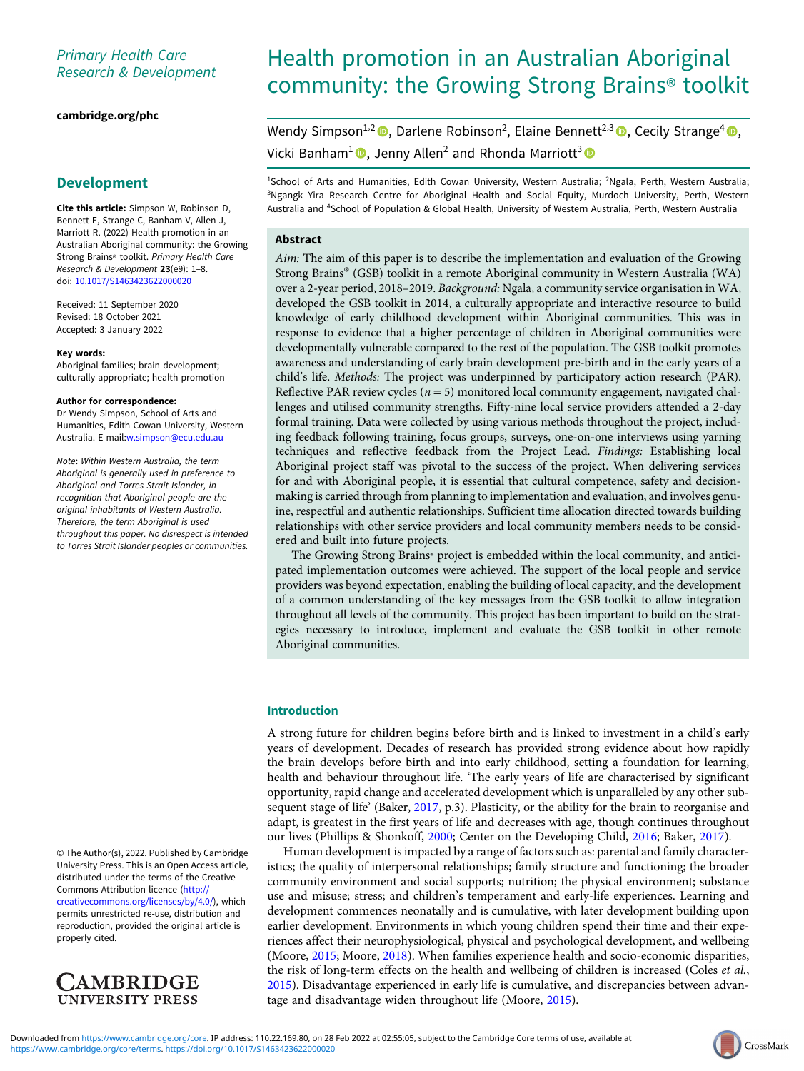Primary Health Care Research & Development

cambridge.org/phc

## Development

**Cite this article:** Simpson W, Robinson D, Bennett E, Strange C, Banham V, Allen J, Marriott R. (2022) Health promotion in an Australian Aboriginal community: the Growing Strong Brains® toolkit. *Primary Health Care Research & Development* **23**(e9): 1–8. doi: 10.1017/S1463423622000020

Received: 11 September 2020
Revised: 18 October 2021
Accepted: 3 January 2022

**Key words:**
Aboriginal families; brain development; culturally appropriate; health promotion

**Author for correspondence:**
Dr Wendy Simpson, School of Arts and Humanities, Edith Cowan University, Western Australia. E-mail:w.simpson@ecu.edu.au

*Note*: *Within Western Australia, the term Aboriginal is generally used in preference to Aboriginal and Torres Strait Islander, in recognition that Aboriginal people are the original inhabitants of Western Australia. Therefore, the term Aboriginal is used throughout this paper. No disrespect is intended to Torres Strait Islander peoples or communities.*

© The Author(s), 2022. Published by Cambridge University Press. This is an Open Access article, distributed under the terms of the Creative Commons Attribution licence (http://creativecommons.org/licenses/by/4.0/), which permits unrestricted re-use, distribution and reproduction, provided the original article is properly cited.

# Health promotion in an Australian Aboriginal community: the Growing Strong Brains® toolkit

Wendy Simpson[1,2], Darlene Robinson[2], Elaine Bennett[2,3], Cecily Strange[4], Vicki Banham[1], Jenny Allen[2] and Rhonda Marriott[3]

[1]School of Arts and Humanities, Edith Cowan University, Western Australia; [2]Ngala, Perth, Western Australia; [3]Ngangk Yira Research Centre for Aboriginal Health and Social Equity, Murdoch University, Perth, Western Australia and [4]School of Population & Global Health, University of Western Australia, Perth, Western Australia

## Abstract

*Aim:* The aim of this paper is to describe the implementation and evaluation of the Growing Strong Brains® (GSB) toolkit in a remote Aboriginal community in Western Australia (WA) over a 2-year period, 2018–2019. *Background:* Ngala, a community service organisation in WA, developed the GSB toolkit in 2014, a culturally appropriate and interactive resource to build knowledge of early childhood development within Aboriginal communities. This was in response to evidence that a higher percentage of children in Aboriginal communities were developmentally vulnerable compared to the rest of the population. The GSB toolkit promotes awareness and understanding of early brain development pre-birth and in the early years of a child's life. *Methods:* The project was underpinned by participatory action research (PAR). Reflective PAR review cycles ($n = 5$) monitored local community engagement, navigated challenges and utilised community strengths. Fifty-nine local service providers attended a 2-day formal training. Data were collected by using various methods throughout the project, including feedback following training, focus groups, surveys, one-on-one interviews using yarning techniques and reflective feedback from the Project Lead. *Findings:* Establishing local Aboriginal project staff was pivotal to the success of the project. When delivering services for and with Aboriginal people, it is essential that cultural competence, safety and decision-making is carried through from planning to implementation and evaluation, and involves genuine, respectful and authentic relationships. Sufficient time allocation directed towards building relationships with other service providers and local community members needs to be considered and built into future projects.

The Growing Strong Brains® project is embedded within the local community, and anticipated implementation outcomes were achieved. The support of the local people and service providers was beyond expectation, enabling the building of local capacity, and the development of a common understanding of the key messages from the GSB toolkit to allow integration throughout all levels of the community. This project has been important to build on the strategies necessary to introduce, implement and evaluate the GSB toolkit in other remote Aboriginal communities.

## Introduction

A strong future for children begins before birth and is linked to investment in a child's early years of development. Decades of research has provided strong evidence about how rapidly the brain develops before birth and into early childhood, setting a foundation for learning, health and behaviour throughout life. 'The early years of life are characterised by significant opportunity, rapid change and accelerated development which is unparalleled by any other subsequent stage of life' (Baker, 2017, p.3). Plasticity, or the ability for the brain to reorganise and adapt, is greatest in the first years of life and decreases with age, though continues throughout our lives (Phillips & Shonkoff, 2000; Center on the Developing Child, 2016; Baker, 2017).

Human development is impacted by a range of factors such as: parental and family characteristics; the quality of interpersonal relationships; family structure and functioning; the broader community environment and social supports; nutrition; the physical environment; substance use and misuse; stress; and children's temperament and early-life experiences. Learning and development commences neonatally and is cumulative, with later development building upon earlier development. Environments in which young children spend their time and their experiences affect their neurophysiological, physical and psychological development, and wellbeing (Moore, 2015; Moore, 2018). When families experience health and socio-economic disparities, the risk of long-term effects on the health and wellbeing of children is increased (Coles *et al.*, 2015). Disadvantage experienced in early life is cumulative, and discrepancies between advantage and disadvantage widen throughout life (Moore, 2015).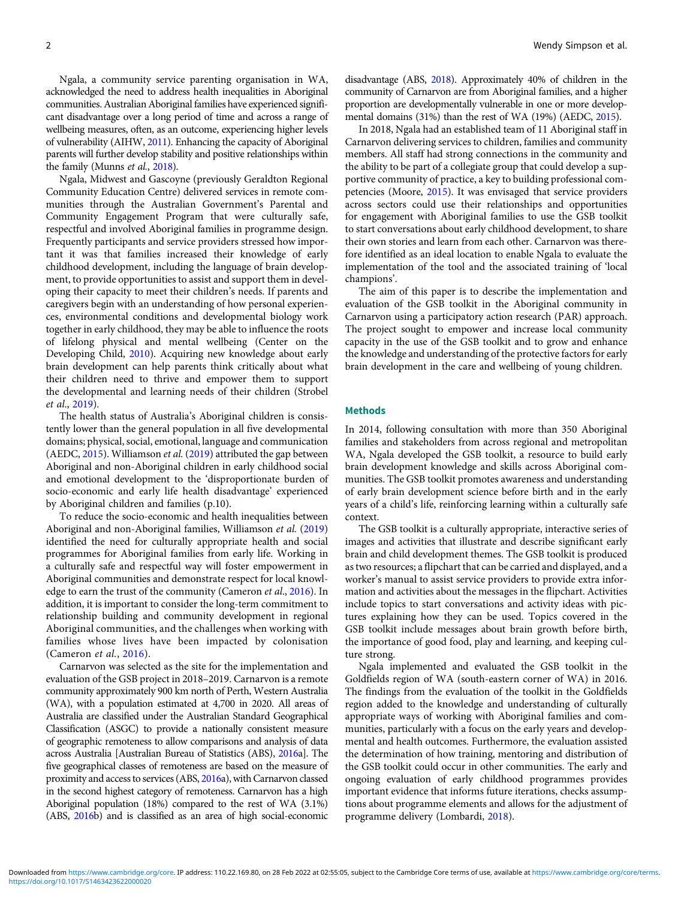Ngala, a community service parenting organisation in WA, acknowledged the need to address health inequalities in Aboriginal communities. Australian Aboriginal families have experienced significant disadvantage over a long period of time and across a range of wellbeing measures, often, as an outcome, experiencing higher levels of vulnerability (AIHW, 2011). Enhancing the capacity of Aboriginal parents will further develop stability and positive relationships within the family (Munns *et al.*, 2018).

Ngala, Midwest and Gascoyne (previously Geraldton Regional Community Education Centre) delivered services in remote communities through the Australian Government's Parental and Community Engagement Program that were culturally safe, respectful and involved Aboriginal families in programme design. Frequently participants and service providers stressed how important it was that families increased their knowledge of early childhood development, including the language of brain development, to provide opportunities to assist and support them in developing their capacity to meet their children's needs. If parents and caregivers begin with an understanding of how personal experiences, environmental conditions and developmental biology work together in early childhood, they may be able to influence the roots of lifelong physical and mental wellbeing (Center on the Developing Child, 2010). Acquiring new knowledge about early brain development can help parents think critically about what their children need to thrive and empower them to support the developmental and learning needs of their children (Strobel *et al.*, 2019).

The health status of Australia's Aboriginal children is consistently lower than the general population in all five developmental domains; physical, social, emotional, language and communication (AEDC, 2015). Williamson *et al.* (2019) attributed the gap between Aboriginal and non-Aboriginal children in early childhood social and emotional development to the 'disproportionate burden of socio-economic and early life health disadvantage' experienced by Aboriginal children and families (p.10).

To reduce the socio-economic and health inequalities between Aboriginal and non-Aboriginal families, Williamson *et al.* (2019) identified the need for culturally appropriate health and social programmes for Aboriginal families from early life. Working in a culturally safe and respectful way will foster empowerment in Aboriginal communities and demonstrate respect for local knowledge to earn the trust of the community (Cameron *et al.*, 2016). In addition, it is important to consider the long-term commitment to relationship building and community development in regional Aboriginal communities, and the challenges when working with families whose lives have been impacted by colonisation (Cameron *et al.*, 2016).

Carnarvon was selected as the site for the implementation and evaluation of the GSB project in 2018–2019. Carnarvon is a remote community approximately 900 km north of Perth, Western Australia (WA), with a population estimated at 4,700 in 2020. All areas of Australia are classified under the Australian Standard Geographical Classification (ASGC) to provide a nationally consistent measure of geographic remoteness to allow comparisons and analysis of data across Australia [Australian Bureau of Statistics (ABS), 2016a]. The five geographical classes of remoteness are based on the measure of proximity and access to services (ABS, 2016a), with Carnarvon classed in the second highest category of remoteness. Carnarvon has a high Aboriginal population (18%) compared to the rest of WA (3.1%) (ABS, 2016b) and is classified as an area of high social-economic disadvantage (ABS, 2018). Approximately 40% of children in the community of Carnarvon are from Aboriginal families, and a higher proportion are developmentally vulnerable in one or more developmental domains (31%) than the rest of WA (19%) (AEDC, 2015).

In 2018, Ngala had an established team of 11 Aboriginal staff in Carnarvon delivering services to children, families and community members. All staff had strong connections in the community and the ability to be part of a collegiate group that could develop a supportive community of practice, a key to building professional competencies (Moore, 2015). It was envisaged that service providers across sectors could use their relationships and opportunities for engagement with Aboriginal families to use the GSB toolkit to start conversations about early childhood development, to share their own stories and learn from each other. Carnarvon was therefore identified as an ideal location to enable Ngala to evaluate the implementation of the tool and the associated training of 'local champions'.

The aim of this paper is to describe the implementation and evaluation of the GSB toolkit in the Aboriginal community in Carnarvon using a participatory action research (PAR) approach. The project sought to empower and increase local community capacity in the use of the GSB toolkit and to grow and enhance the knowledge and understanding of the protective factors for early brain development in the care and wellbeing of young children.

## Methods

In 2014, following consultation with more than 350 Aboriginal families and stakeholders from across regional and metropolitan WA, Ngala developed the GSB toolkit, a resource to build early brain development knowledge and skills across Aboriginal communities. The GSB toolkit promotes awareness and understanding of early brain development science before birth and in the early years of a child's life, reinforcing learning within a culturally safe context.

The GSB toolkit is a culturally appropriate, interactive series of images and activities that illustrate and describe significant early brain and child development themes. The GSB toolkit is produced as two resources; a flipchart that can be carried and displayed, and a worker's manual to assist service providers to provide extra information and activities about the messages in the flipchart. Activities include topics to start conversations and activity ideas with pictures explaining how they can be used. Topics covered in the GSB toolkit include messages about brain growth before birth, the importance of good food, play and learning, and keeping culture strong.

Ngala implemented and evaluated the GSB toolkit in the Goldfields region of WA (south-eastern corner of WA) in 2016. The findings from the evaluation of the toolkit in the Goldfields region added to the knowledge and understanding of culturally appropriate ways of working with Aboriginal families and communities, particularly with a focus on the early years and developmental and health outcomes. Furthermore, the evaluation assisted the determination of how training, mentoring and distribution of the GSB toolkit could occur in other communities. The early and ongoing evaluation of early childhood programmes provides important evidence that informs future iterations, checks assumptions about programme elements and allows for the adjustment of programme delivery (Lombardi, 2018).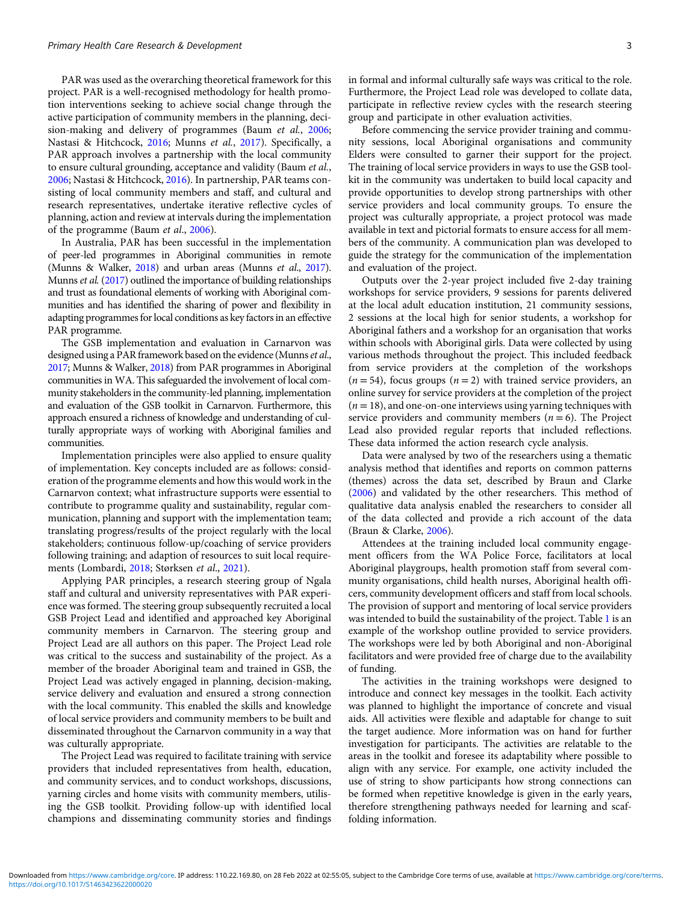PAR was used as the overarching theoretical framework for this project. PAR is a well-recognised methodology for health promotion interventions seeking to achieve social change through the active participation of community members in the planning, decision-making and delivery of programmes (Baum *et al.*, 2006; Nastasi & Hitchcock, 2016; Munns *et al.*, 2017). Specifically, a PAR approach involves a partnership with the local community to ensure cultural grounding, acceptance and validity (Baum *et al.*, 2006; Nastasi & Hitchcock, 2016). In partnership, PAR teams consisting of local community members and staff, and cultural and research representatives, undertake iterative reflective cycles of planning, action and review at intervals during the implementation of the programme (Baum *et al.*, 2006).

In Australia, PAR has been successful in the implementation of peer-led programmes in Aboriginal communities in remote (Munns & Walker, 2018) and urban areas (Munns *et al.*, 2017). Munns *et al.* (2017) outlined the importance of building relationships and trust as foundational elements of working with Aboriginal communities and has identified the sharing of power and flexibility in adapting programmes for local conditions as key factors in an effective PAR programme.

The GSB implementation and evaluation in Carnarvon was designed using a PAR framework based on the evidence (Munns *et al.*, 2017; Munns & Walker, 2018) from PAR programmes in Aboriginal communities in WA. This safeguarded the involvement of local community stakeholders in the community-led planning, implementation and evaluation of the GSB toolkit in Carnarvon. Furthermore, this approach ensured a richness of knowledge and understanding of culturally appropriate ways of working with Aboriginal families and communities.

Implementation principles were also applied to ensure quality of implementation. Key concepts included are as follows: consideration of the programme elements and how this would work in the Carnarvon context; what infrastructure supports were essential to contribute to programme quality and sustainability, regular communication, planning and support with the implementation team; translating progress/results of the project regularly with the local stakeholders; continuous follow-up/coaching of service providers following training; and adaption of resources to suit local requirements (Lombardi, 2018; Størksen *et al.*, 2021).

Applying PAR principles, a research steering group of Ngala staff and cultural and university representatives with PAR experience was formed. The steering group subsequently recruited a local GSB Project Lead and identified and approached key Aboriginal community members in Carnarvon. The steering group and Project Lead are all authors on this paper. The Project Lead role was critical to the success and sustainability of the project. As a member of the broader Aboriginal team and trained in GSB, the Project Lead was actively engaged in planning, decision-making, service delivery and evaluation and ensured a strong connection with the local community. This enabled the skills and knowledge of local service providers and community members to be built and disseminated throughout the Carnarvon community in a way that was culturally appropriate.

The Project Lead was required to facilitate training with service providers that included representatives from health, education, and community services, and to conduct workshops, discussions, yarning circles and home visits with community members, utilising the GSB toolkit. Providing follow-up with identified local champions and disseminating community stories and findings in formal and informal culturally safe ways was critical to the role. Furthermore, the Project Lead role was developed to collate data, participate in reflective review cycles with the research steering group and participate in other evaluation activities.

Before commencing the service provider training and community sessions, local Aboriginal organisations and community Elders were consulted to garner their support for the project. The training of local service providers in ways to use the GSB toolkit in the community was undertaken to build local capacity and provide opportunities to develop strong partnerships with other service providers and local community groups. To ensure the project was culturally appropriate, a project protocol was made available in text and pictorial formats to ensure access for all members of the community. A communication plan was developed to guide the strategy for the communication of the implementation and evaluation of the project.

Outputs over the 2-year project included five 2-day training workshops for service providers, 9 sessions for parents delivered at the local adult education institution, 21 community sessions, 2 sessions at the local high for senior students, a workshop for Aboriginal fathers and a workshop for an organisation that works within schools with Aboriginal girls. Data were collected by using various methods throughout the project. This included feedback from service providers at the completion of the workshops ($n = 54$), focus groups ($n = 2$) with trained service providers, an online survey for service providers at the completion of the project ($n = 18$), and one-on-one interviews using yarning techniques with service providers and community members ($n = 6$). The Project Lead also provided regular reports that included reflections. These data informed the action research cycle analysis.

Data were analysed by two of the researchers using a thematic analysis method that identifies and reports on common patterns (themes) across the data set, described by Braun and Clarke (2006) and validated by the other researchers. This method of qualitative data analysis enabled the researchers to consider all of the data collected and provide a rich account of the data (Braun & Clarke, 2006).

Attendees at the training included local community engagement officers from the WA Police Force, facilitators at local Aboriginal playgroups, health promotion staff from several community organisations, child health nurses, Aboriginal health officers, community development officers and staff from local schools. The provision of support and mentoring of local service providers was intended to build the sustainability of the project. Table 1 is an example of the workshop outline provided to service providers. The workshops were led by both Aboriginal and non-Aboriginal facilitators and were provided free of charge due to the availability of funding.

The activities in the training workshops were designed to introduce and connect key messages in the toolkit. Each activity was planned to highlight the importance of concrete and visual aids. All activities were flexible and adaptable for change to suit the target audience. More information was on hand for further investigation for participants. The activities are relatable to the areas in the toolkit and foresee its adaptability where possible to align with any service. For example, one activity included the use of string to show participants how strong connections can be formed when repetitive knowledge is given in the early years, therefore strengthening pathways needed for learning and scaffolding information.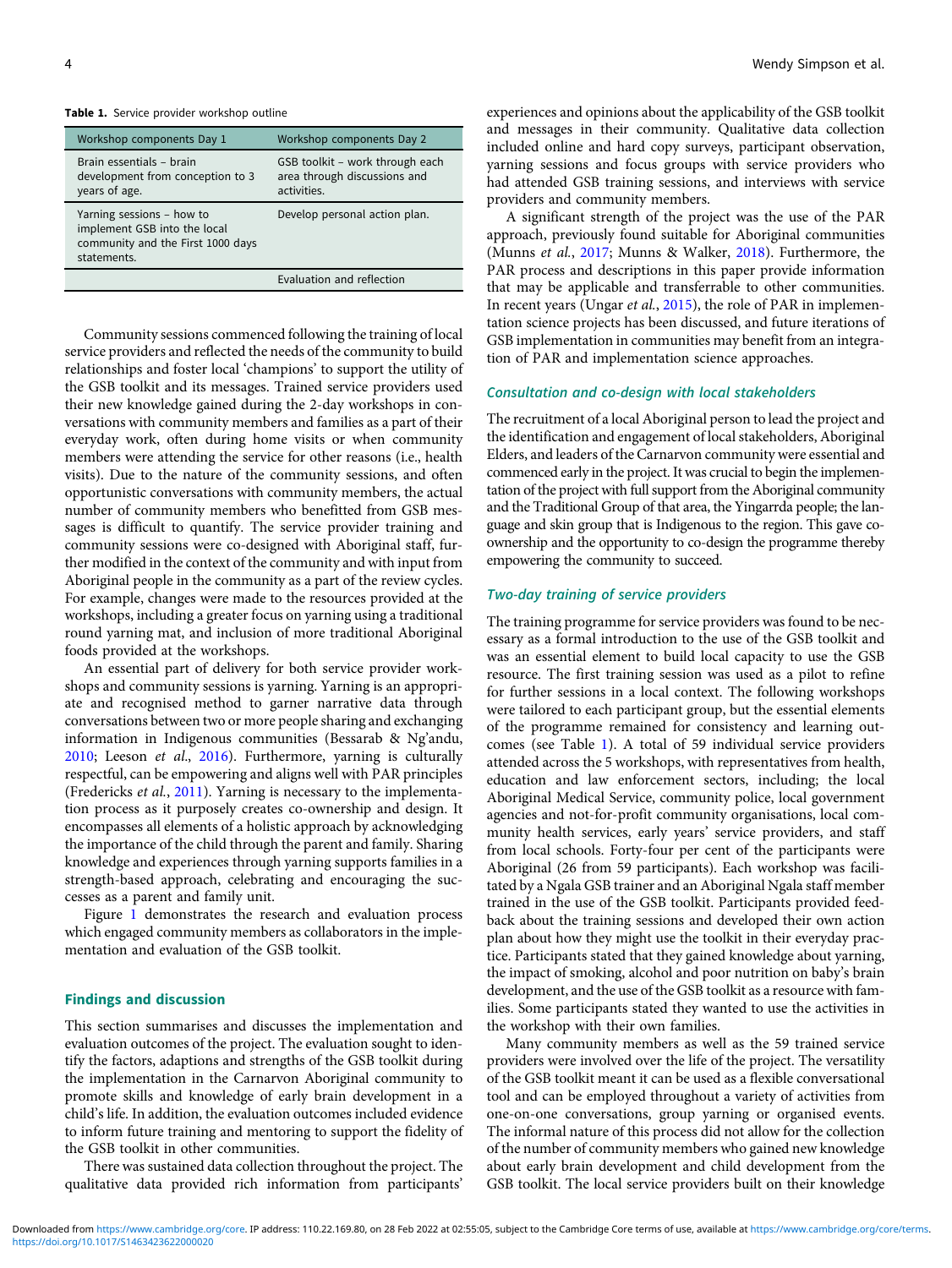**Table 1.** Service provider workshop outline

| Workshop components Day 1 | Workshop components Day 2 |
| --- | --- |
| Brain essentials – brain development from conception to 3 years of age. | GSB toolkit – work through each area through discussions and activities. |
| Yarning sessions – how to implement GSB into the local community and the First 1000 days statements. | Develop personal action plan. |
| | Evaluation and reflection |

Community sessions commenced following the training of local service providers and reflected the needs of the community to build relationships and foster local 'champions' to support the utility of the GSB toolkit and its messages. Trained service providers used their new knowledge gained during the 2-day workshops in conversations with community members and families as a part of their everyday work, often during home visits or when community members were attending the service for other reasons (i.e., health visits). Due to the nature of the community sessions, and often opportunistic conversations with community members, the actual number of community members who benefitted from GSB messages is difficult to quantify. The service provider training and community sessions were co-designed with Aboriginal staff, further modified in the context of the community and with input from Aboriginal people in the community as a part of the review cycles. For example, changes were made to the resources provided at the workshops, including a greater focus on yarning using a traditional round yarning mat, and inclusion of more traditional Aboriginal foods provided at the workshops.

An essential part of delivery for both service provider workshops and community sessions is yarning. Yarning is an appropriate and recognised method to garner narrative data through conversations between two or more people sharing and exchanging information in Indigenous communities (Bessarab & Ng'andu, 2010; Leeson *et al.*, 2016). Furthermore, yarning is culturally respectful, can be empowering and aligns well with PAR principles (Fredericks *et al.*, 2011). Yarning is necessary to the implementation process as it purposely creates co-ownership and design. It encompasses all elements of a holistic approach by acknowledging the importance of the child through the parent and family. Sharing knowledge and experiences through yarning supports families in a strength-based approach, celebrating and encouraging the successes as a parent and family unit.

Figure 1 demonstrates the research and evaluation process which engaged community members as collaborators in the implementation and evaluation of the GSB toolkit.

## Findings and discussion

This section summarises and discusses the implementation and evaluation outcomes of the project. The evaluation sought to identify the factors, adaptions and strengths of the GSB toolkit during the implementation in the Carnarvon Aboriginal community to promote skills and knowledge of early brain development in a child's life. In addition, the evaluation outcomes included evidence to inform future training and mentoring to support the fidelity of the GSB toolkit in other communities.

There was sustained data collection throughout the project. The qualitative data provided rich information from participants' experiences and opinions about the applicability of the GSB toolkit and messages in their community. Qualitative data collection included online and hard copy surveys, participant observation, yarning sessions and focus groups with service providers who had attended GSB training sessions, and interviews with service providers and community members.

A significant strength of the project was the use of the PAR approach, previously found suitable for Aboriginal communities (Munns *et al.*, 2017; Munns & Walker, 2018). Furthermore, the PAR process and descriptions in this paper provide information that may be applicable and transferrable to other communities. In recent years (Ungar *et al.*, 2015), the role of PAR in implementation science projects has been discussed, and future iterations of GSB implementation in communities may benefit from an integration of PAR and implementation science approaches.

### *Consultation and co-design with local stakeholders*

The recruitment of a local Aboriginal person to lead the project and the identification and engagement of local stakeholders, Aboriginal Elders, and leaders of the Carnarvon community were essential and commenced early in the project. It was crucial to begin the implementation of the project with full support from the Aboriginal community and the Traditional Group of that area, the Yingarrda people; the language and skin group that is Indigenous to the region. This gave co-ownership and the opportunity to co-design the programme thereby empowering the community to succeed.

### *Two-day training of service providers*

The training programme for service providers was found to be necessary as a formal introduction to the use of the GSB toolkit and was an essential element to build local capacity to use the GSB resource. The first training session was used as a pilot to refine for further sessions in a local context. The following workshops were tailored to each participant group, but the essential elements of the programme remained for consistency and learning outcomes (see Table 1). A total of 59 individual service providers attended across the 5 workshops, with representatives from health, education and law enforcement sectors, including; the local Aboriginal Medical Service, community police, local government agencies and not-for-profit community organisations, local community health services, early years' service providers, and staff from local schools. Forty-four per cent of the participants were Aboriginal (26 from 59 participants). Each workshop was facilitated by a Ngala GSB trainer and an Aboriginal Ngala staff member trained in the use of the GSB toolkit. Participants provided feedback about the training sessions and developed their own action plan about how they might use the toolkit in their everyday practice. Participants stated that they gained knowledge about yarning, the impact of smoking, alcohol and poor nutrition on baby's brain development, and the use of the GSB toolkit as a resource with families. Some participants stated they wanted to use the activities in the workshop with their own families.

Many community members as well as the 59 trained service providers were involved over the life of the project. The versatility of the GSB toolkit meant it can be used as a flexible conversational tool and can be employed throughout a variety of activities from one-on-one conversations, group yarning or organised events. The informal nature of this process did not allow for the collection of the number of community members who gained new knowledge about early brain development and child development from the GSB toolkit. The local service providers built on their knowledge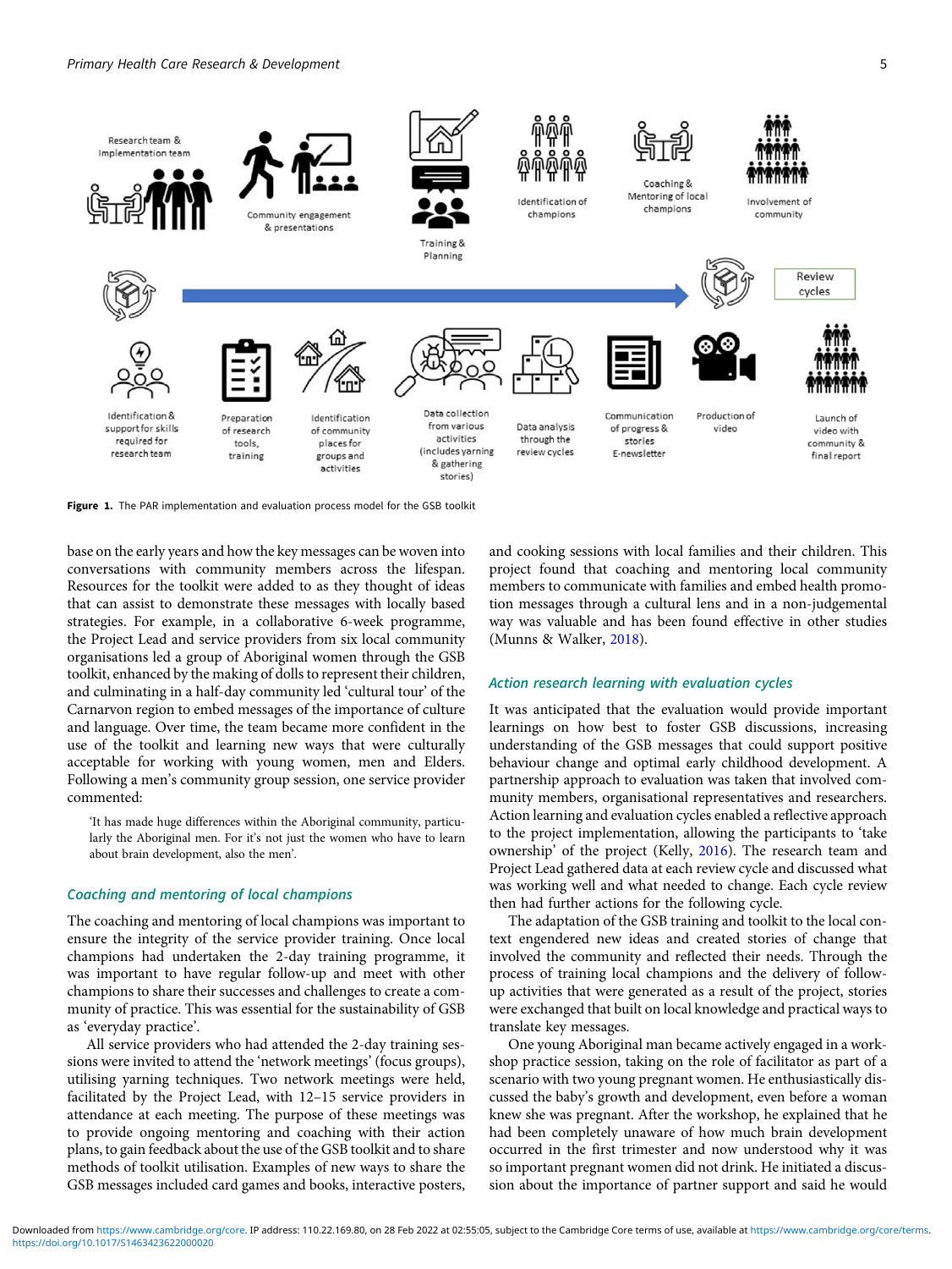Figure 1. The PAR implementation and evaluation process model for the GSB toolkit

base on the early years and how the key messages can be woven into conversations with community members across the lifespan. Resources for the toolkit were added to as they thought of ideas that can assist to demonstrate these messages with locally based strategies. For example, in a collaborative 6-week programme, the Project Lead and service providers from six local community organisations led a group of Aboriginal women through the GSB toolkit, enhanced by the making of dolls to represent their children, and culminating in a half-day community led 'cultural tour' of the Carnarvon region to embed messages of the importance of culture and language. Over time, the team became more confident in the use of the toolkit and learning new ways that were culturally acceptable for working with young women, men and Elders. Following a men's community group session, one service provider commented:

> 'It has made huge differences within the Aboriginal community, particularly the Aboriginal men. For it's not just the women who have to learn about brain development, also the men'.

### Coaching and mentoring of local champions

The coaching and mentoring of local champions was important to ensure the integrity of the service provider training. Once local champions had undertaken the 2-day training programme, it was important to have regular follow-up and meet with other champions to share their successes and challenges to create a community of practice. This was essential for the sustainability of GSB as 'everyday practice'.

All service providers who had attended the 2-day training sessions were invited to attend the 'network meetings' (focus groups), utilising yarning techniques. Two network meetings were held, facilitated by the Project Lead, with 12–15 service providers in attendance at each meeting. The purpose of these meetings was to provide ongoing mentoring and coaching with their action plans, to gain feedback about the use of the GSB toolkit and to share methods of toolkit utilisation. Examples of new ways to share the GSB messages included card games and books, interactive posters, and cooking sessions with local families and their children. This project found that coaching and mentoring local community members to communicate with families and embed health promotion messages through a cultural lens and in a non-judgemental way was valuable and has been found effective in other studies (Munns & Walker, 2018).

### Action research learning with evaluation cycles

It was anticipated that the evaluation would provide important learnings on how best to foster GSB discussions, increasing understanding of the GSB messages that could support positive behaviour change and optimal early childhood development. A partnership approach to evaluation was taken that involved community members, organisational representatives and researchers. Action learning and evaluation cycles enabled a reflective approach to the project implementation, allowing the participants to 'take ownership' of the project (Kelly, 2016). The research team and Project Lead gathered data at each review cycle and discussed what was working well and what needed to change. Each cycle review then had further actions for the following cycle.

The adaptation of the GSB training and toolkit to the local context engendered new ideas and created stories of change that involved the community and reflected their needs. Through the process of training local champions and the delivery of follow-up activities that were generated as a result of the project, stories were exchanged that built on local knowledge and practical ways to translate key messages.

One young Aboriginal man became actively engaged in a workshop practice session, taking on the role of facilitator as part of a scenario with two young pregnant women. He enthusiastically discussed the baby's growth and development, even before a woman knew she was pregnant. After the workshop, he explained that he had been completely unaware of how much brain development occurred in the first trimester and now understood why it was so important pregnant women did not drink. He initiated a discussion about the importance of partner support and said he would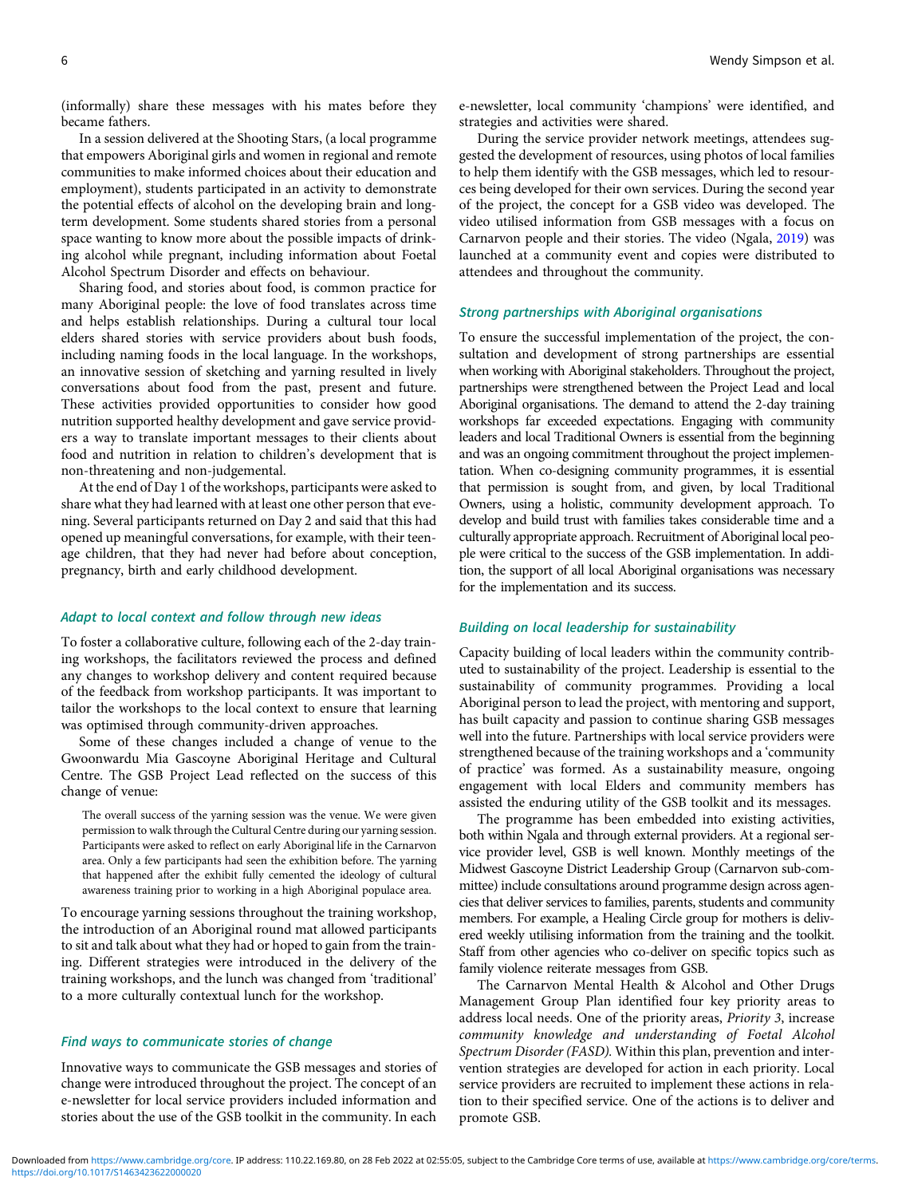(informally) share these messages with his mates before they became fathers.

In a session delivered at the Shooting Stars, (a local programme that empowers Aboriginal girls and women in regional and remote communities to make informed choices about their education and employment), students participated in an activity to demonstrate the potential effects of alcohol on the developing brain and long-term development. Some students shared stories from a personal space wanting to know more about the possible impacts of drinking alcohol while pregnant, including information about Foetal Alcohol Spectrum Disorder and effects on behaviour.

Sharing food, and stories about food, is common practice for many Aboriginal people: the love of food translates across time and helps establish relationships. During a cultural tour local elders shared stories with service providers about bush foods, including naming foods in the local language. In the workshops, an innovative session of sketching and yarning resulted in lively conversations about food from the past, present and future. These activities provided opportunities to consider how good nutrition supported healthy development and gave service providers a way to translate important messages to their clients about food and nutrition in relation to children's development that is non-threatening and non-judgemental.

At the end of Day 1 of the workshops, participants were asked to share what they had learned with at least one other person that evening. Several participants returned on Day 2 and said that this had opened up meaningful conversations, for example, with their teenage children, that they had never had before about conception, pregnancy, birth and early childhood development.

### *Adapt to local context and follow through new ideas*

To foster a collaborative culture, following each of the 2-day training workshops, the facilitators reviewed the process and defined any changes to workshop delivery and content required because of the feedback from workshop participants. It was important to tailor the workshops to the local context to ensure that learning was optimised through community-driven approaches.

Some of these changes included a change of venue to the Gwoonwardu Mia Gascoyne Aboriginal Heritage and Cultural Centre. The GSB Project Lead reflected on the success of this change of venue:

> The overall success of the yarning session was the venue. We were given permission to walk through the Cultural Centre during our yarning session. Participants were asked to reflect on early Aboriginal life in the Carnarvon area. Only a few participants had seen the exhibition before. The yarning that happened after the exhibit fully cemented the ideology of cultural awareness training prior to working in a high Aboriginal populace area.

To encourage yarning sessions throughout the training workshop, the introduction of an Aboriginal round mat allowed participants to sit and talk about what they had or hoped to gain from the training. Different strategies were introduced in the delivery of the training workshops, and the lunch was changed from 'traditional' to a more culturally contextual lunch for the workshop.

### *Find ways to communicate stories of change*

Innovative ways to communicate the GSB messages and stories of change were introduced throughout the project. The concept of an e-newsletter for local service providers included information and stories about the use of the GSB toolkit in the community. In each e-newsletter, local community 'champions' were identified, and strategies and activities were shared.

During the service provider network meetings, attendees suggested the development of resources, using photos of local families to help them identify with the GSB messages, which led to resources being developed for their own services. During the second year of the project, the concept for a GSB video was developed. The video utilised information from GSB messages with a focus on Carnarvon people and their stories. The video (Ngala, 2019) was launched at a community event and copies were distributed to attendees and throughout the community.

### *Strong partnerships with Aboriginal organisations*

To ensure the successful implementation of the project, the consultation and development of strong partnerships are essential when working with Aboriginal stakeholders. Throughout the project, partnerships were strengthened between the Project Lead and local Aboriginal organisations. The demand to attend the 2-day training workshops far exceeded expectations. Engaging with community leaders and local Traditional Owners is essential from the beginning and was an ongoing commitment throughout the project implementation. When co-designing community programmes, it is essential that permission is sought from, and given, by local Traditional Owners, using a holistic, community development approach. To develop and build trust with families takes considerable time and a culturally appropriate approach. Recruitment of Aboriginal local people were critical to the success of the GSB implementation. In addition, the support of all local Aboriginal organisations was necessary for the implementation and its success.

### *Building on local leadership for sustainability*

Capacity building of local leaders within the community contributed to sustainability of the project. Leadership is essential to the sustainability of community programmes. Providing a local Aboriginal person to lead the project, with mentoring and support, has built capacity and passion to continue sharing GSB messages well into the future. Partnerships with local service providers were strengthened because of the training workshops and a 'community of practice' was formed. As a sustainability measure, ongoing engagement with local Elders and community members has assisted the enduring utility of the GSB toolkit and its messages.

The programme has been embedded into existing activities, both within Ngala and through external providers. At a regional service provider level, GSB is well known. Monthly meetings of the Midwest Gascoyne District Leadership Group (Carnarvon sub-committee) include consultations around programme design across agencies that deliver services to families, parents, students and community members. For example, a Healing Circle group for mothers is delivered weekly utilising information from the training and the toolkit. Staff from other agencies who co-deliver on specific topics such as family violence reiterate messages from GSB.

The Carnarvon Mental Health & Alcohol and Other Drugs Management Group Plan identified four key priority areas to address local needs. One of the priority areas, *Priority 3*, increase *community knowledge and understanding of Foetal Alcohol Spectrum Disorder (FASD).* Within this plan, prevention and intervention strategies are developed for action in each priority. Local service providers are recruited to implement these actions in relation to their specified service. One of the actions is to deliver and promote GSB.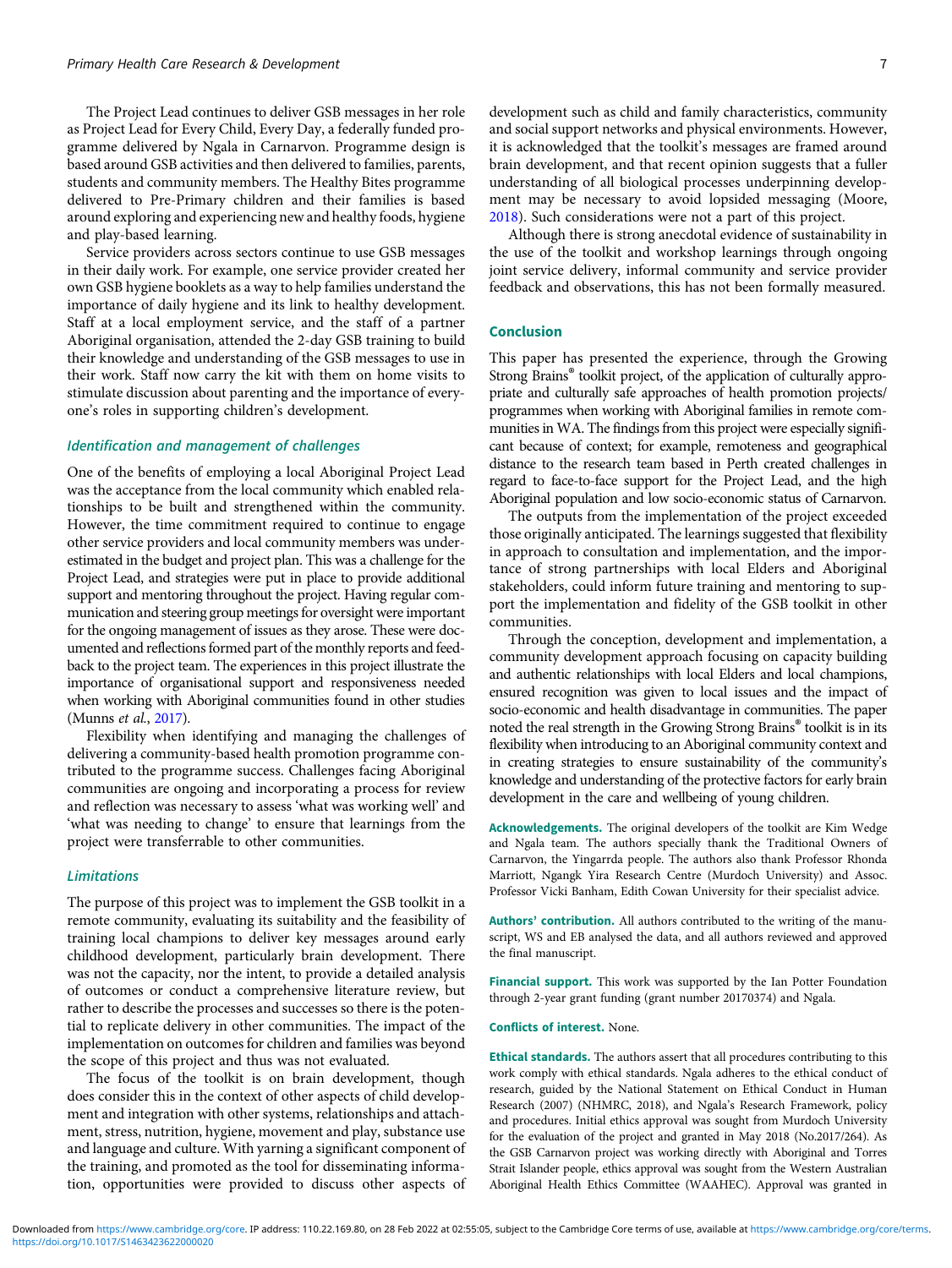The Project Lead continues to deliver GSB messages in her role as Project Lead for Every Child, Every Day, a federally funded programme delivered by Ngala in Carnarvon. Programme design is based around GSB activities and then delivered to families, parents, students and community members. The Healthy Bites programme delivered to Pre-Primary children and their families is based around exploring and experiencing new and healthy foods, hygiene and play-based learning.

Service providers across sectors continue to use GSB messages in their daily work. For example, one service provider created her own GSB hygiene booklets as a way to help families understand the importance of daily hygiene and its link to healthy development. Staff at a local employment service, and the staff of a partner Aboriginal organisation, attended the 2-day GSB training to build their knowledge and understanding of the GSB messages to use in their work. Staff now carry the kit with them on home visits to stimulate discussion about parenting and the importance of everyone's roles in supporting children's development.

### *Identification and management of challenges*

One of the benefits of employing a local Aboriginal Project Lead was the acceptance from the local community which enabled relationships to be built and strengthened within the community. However, the time commitment required to continue to engage other service providers and local community members was underestimated in the budget and project plan. This was a challenge for the Project Lead, and strategies were put in place to provide additional support and mentoring throughout the project. Having regular communication and steering group meetings for oversight were important for the ongoing management of issues as they arose. These were documented and reflections formed part of the monthly reports and feedback to the project team. The experiences in this project illustrate the importance of organisational support and responsiveness needed when working with Aboriginal communities found in other studies (Munns *et al.*, 2017).

Flexibility when identifying and managing the challenges of delivering a community-based health promotion programme contributed to the programme success. Challenges facing Aboriginal communities are ongoing and incorporating a process for review and reflection was necessary to assess 'what was working well' and 'what was needing to change' to ensure that learnings from the project were transferrable to other communities.

### *Limitations*

The purpose of this project was to implement the GSB toolkit in a remote community, evaluating its suitability and the feasibility of training local champions to deliver key messages around early childhood development, particularly brain development. There was not the capacity, nor the intent, to provide a detailed analysis of outcomes or conduct a comprehensive literature review, but rather to describe the processes and successes so there is the potential to replicate delivery in other communities. The impact of the implementation on outcomes for children and families was beyond the scope of this project and thus was not evaluated.

The focus of the toolkit is on brain development, though does consider this in the context of other aspects of child development and integration with other systems, relationships and attachment, stress, nutrition, hygiene, movement and play, substance use and language and culture. With yarning a significant component of the training, and promoted as the tool for disseminating information, opportunities were provided to discuss other aspects of development such as child and family characteristics, community and social support networks and physical environments. However, it is acknowledged that the toolkit's messages are framed around brain development, and that recent opinion suggests that a fuller understanding of all biological processes underpinning development may be necessary to avoid lopsided messaging (Moore, 2018). Such considerations were not a part of this project.

Although there is strong anecdotal evidence of sustainability in the use of the toolkit and workshop learnings through ongoing joint service delivery, informal community and service provider feedback and observations, this has not been formally measured.

## Conclusion

This paper has presented the experience, through the Growing Strong Brains® toolkit project, of the application of culturally appropriate and culturally safe approaches of health promotion projects/programmes when working with Aboriginal families in remote communities in WA. The findings from this project were especially significant because of context; for example, remoteness and geographical distance to the research team based in Perth created challenges in regard to face-to-face support for the Project Lead, and the high Aboriginal population and low socio-economic status of Carnarvon.

The outputs from the implementation of the project exceeded those originally anticipated. The learnings suggested that flexibility in approach to consultation and implementation, and the importance of strong partnerships with local Elders and Aboriginal stakeholders, could inform future training and mentoring to support the implementation and fidelity of the GSB toolkit in other communities.

Through the conception, development and implementation, a community development approach focusing on capacity building and authentic relationships with local Elders and local champions, ensured recognition was given to local issues and the impact of socio-economic and health disadvantage in communities. The paper noted the real strength in the Growing Strong Brains® toolkit is in its flexibility when introducing to an Aboriginal community context and in creating strategies to ensure sustainability of the community's knowledge and understanding of the protective factors for early brain development in the care and wellbeing of young children.

**Acknowledgements.** The original developers of the toolkit are Kim Wedge and Ngala team. The authors specially thank the Traditional Owners of Carnarvon, the Yingarrda people. The authors also thank Professor Rhonda Marriott, Ngangk Yira Research Centre (Murdoch University) and Assoc. Professor Vicki Banham, Edith Cowan University for their specialist advice.

**Authors' contribution.** All authors contributed to the writing of the manuscript, WS and EB analysed the data, and all authors reviewed and approved the final manuscript.

**Financial support.** This work was supported by the Ian Potter Foundation through 2-year grant funding (grant number 20170374) and Ngala.

**Conflicts of interest.** None.

**Ethical standards.** The authors assert that all procedures contributing to this work comply with ethical standards. Ngala adheres to the ethical conduct of research, guided by the National Statement on Ethical Conduct in Human Research (2007) (NHMRC, 2018), and Ngala's Research Framework, policy and procedures. Initial ethics approval was sought from Murdoch University for the evaluation of the project and granted in May 2018 (No.2017/264). As the GSB Carnarvon project was working directly with Aboriginal and Torres Strait Islander people, ethics approval was sought from the Western Australian Aboriginal Health Ethics Committee (WAAHEC). Approval was granted in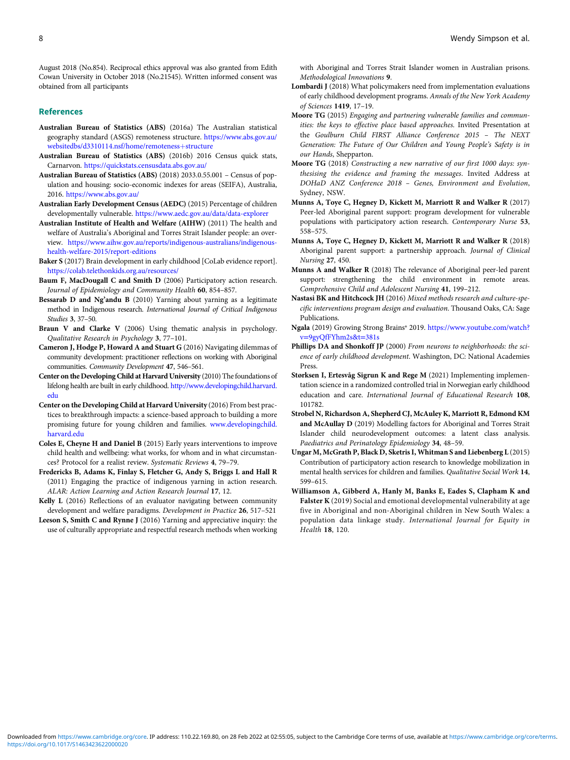August 2018 (No.854). Reciprocal ethics approval was also granted from Edith Cowan University in October 2018 (No.21545). Written informed consent was obtained from all participants

## References

**Australian Bureau of Statistics (ABS)** (2016a) The Australian statistical geography standard (ASGS) remoteness structure. https://www.abs.gov.au/websitedbs/d3310114.nsf/home/remoteness+structure

**Australian Bureau of Statistics (ABS)** (2016b) 2016 Census quick stats, Carnarvon. https://quickstats.censusdata.abs.gov.au/

**Australian Bureau of Statistics (ABS)** (2018) 2033.0.55.001 – Census of population and housing: socio-economic indexes for areas (SEIFA), Australia, 2016. https://www.abs.gov.au/

**Australian Early Development Census (AEDC)** (2015) Percentage of children developmentally vulnerable. https://www.aedc.gov.au/data/data-explorer

**Australian Institute of Health and Welfare (AIHW)** (2011) The health and welfare of Australia's Aboriginal and Torres Strait Islander people: an overview. https://www.aihw.gov.au/reports/indigenous-australians/indigenous-health-welfare-2015/report-editions

**Baker S** (2017) Brain development in early childhood [CoLab evidence report]. https://colab.telethonkids.org.au/resources/

**Baum F, MacDougall C and Smith D** (2006) Participatory action research. *Journal of Epidemiology and Community Health* **60**, 854–857.

**Bessarab D and Ng'andu B** (2010) Yarning about yarning as a legitimate method in Indigenous research. *International Journal of Critical Indigenous Studies* **3**, 37–50.

**Braun V and Clarke V** (2006) Using thematic analysis in psychology. *Qualitative Research in Psychology* **3**, 77–101.

**Cameron J, Hodge P, Howard A and Stuart G** (2016) Navigating dilemmas of community development: practitioner reflections on working with Aboriginal communities. *Community Development* **47**, 546–561.

**Center on the Developing Child at Harvard University** (2010) The foundations of lifelong health are built in early childhood. http://www.developingchild.harvard.edu

**Center on the Developing Child at Harvard University** (2016) From best practices to breakthrough impacts: a science-based approach to building a more promising future for young children and families. www.developingchild.harvard.edu

**Coles E, Cheyne H and Daniel B** (2015) Early years interventions to improve child health and wellbeing: what works, for whom and in what circumstances? Protocol for a realist review. *Systematic Reviews* **4**, 79–79.

**Fredericks B, Adams K, Finlay S, Fletcher G, Andy S, Briggs L and Hall R** (2011) Engaging the practice of indigenous yarning in action research. *ALAR: Action Learning and Action Research Journal* **17**, 12.

**Kelly L** (2016) Reflections of an evaluator navigating between community development and welfare paradigms. *Development in Practice* **26**, 517–521

**Leeson S, Smith C and Rynne J** (2016) Yarning and appreciative inquiry: the use of culturally appropriate and respectful research methods when working with Aboriginal and Torres Strait Islander women in Australian prisons. *Methodological Innovations* **9**.

**Lombardi J** (2018) What policymakers need from implementation evaluations of early childhood development programs. *Annals of the New York Academy of Sciences* **1419**, 17–19.

**Moore TG** (2015) *Engaging and partnering vulnerable families and communities: the keys to effective place based approaches*. Invited Presentation at the *Goulburn Child FIRST Alliance Conference 2015 – The NEXT Generation: The Future of Our Children and Young People's Safety is in our Hands*, Shepparton.

**Moore TG** (2018) *Constructing a new narrative of our first 1000 days: synthesising the evidence and framing the messages*. Invited Address at *DOHaD ANZ Conference 2018 – Genes, Environment and Evolution*, Sydney, NSW.

**Munns A, Toye C, Hegney D, Kickett M, Marriott R and Walker R** (2017) Peer-led Aboriginal parent support: program development for vulnerable populations with participatory action research. *Contemporary Nurse* **53**, 558–575.

**Munns A, Toye C, Hegney D, Kickett M, Marriott R and Walker R** (2018) Aboriginal parent support: a partnership approach. *Journal of Clinical Nursing* **27**, 450.

**Munns A and Walker R** (2018) The relevance of Aboriginal peer-led parent support: strengthening the child environment in remote areas. *Comprehensive Child and Adolescent Nursing* **41**, 199–212.

**Nastasi BK and Hitchcock JH** (2016) *Mixed methods research and culture-specific interventions program design and evaluation*. Thousand Oaks, CA: Sage Publications.

**Ngala** (2019) Growing Strong Brains® 2019. https://www.youtube.com/watch?v=9gyQfFYhm2s&t=381s

**Phillips DA and Shonkoff JP** (2000) *From neurons to neighborhoods: the science of early childhood development*. Washington, DC: National Academies Press.

**Størksen I, Ertesvåg Sigrun K and Rege M** (2021) Implementing implementation science in a randomized controlled trial in Norwegian early childhood education and care. *International Journal of Educational Research* **108**, 101782.

**Strobel N, Richardson A, Shepherd CJ, McAuley K, Marriott R, Edmond KM and McAullay D** (2019) Modelling factors for Aboriginal and Torres Strait Islander child neurodevelopment outcomes: a latent class analysis. *Paediatrics and Perinatology Epidemiology* **34**, 48–59.

**Ungar M, McGrath P, Black D, Sketris I, Whitman S and Liebenberg L** (2015) Contribution of participatory action research to knowledge mobilization in mental health services for children and families. *Qualitative Social Work* **14**, 599–615.

**Williamson A, Gibberd A, Hanly M, Banks E, Eades S, Clapham K and Falster K** (2019) Social and emotional developmental vulnerability at age five in Aboriginal and non-Aboriginal children in New South Wales: a population data linkage study. *International Journal for Equity in Health* **18**, 120.